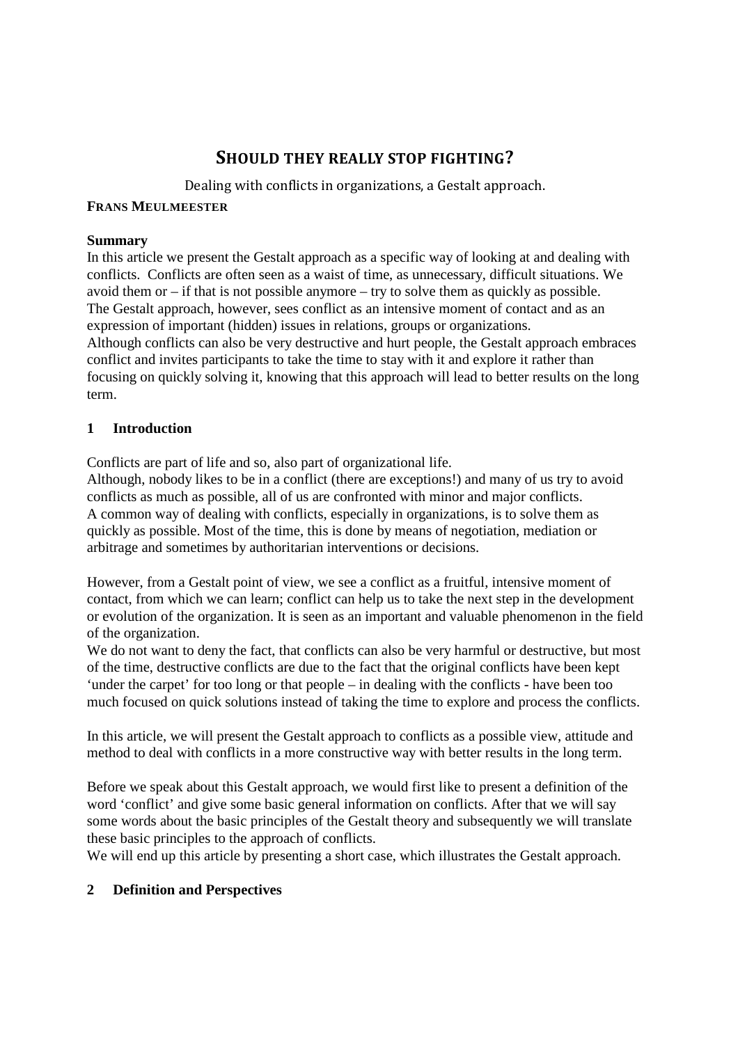# Should they really stop fighting?

Dealing with conflicts in organizations, a Gestalt approach.

**Frans Meulmeester**

**Summary**

In this article we present the Gestalt approach as a specific way of looking at and dealing with conflicts. Conflicts are often seen as a waist of time, as unnecessary, difficult situations. We avoid them or – if that is not possible anymore – try to solve them as quickly as possible. The Gestalt approach, however, sees conflict as an intensive moment of contact and as an expression of important (hidden) issues in relations, groups or organizations. Although conflicts can also be very destructive and hurt people, the Gestalt approach embraces conflict and invites participants to take the time to stay with it and explore it rather than focusing on quickly solving it, knowing that this approach will lead to better results on the long term.

## 1 Introduction

Conflicts are part of life and so, also part of organizational life.
Although, nobody likes to be in a conflict (there are exceptions!) and many of us try to avoid conflicts as much as possible, all of us are confronted with minor and major conflicts.
A common way of dealing with conflicts, especially in organizations, is to solve them as quickly as possible. Most of the time, this is done by means of negotiation, mediation or arbitrage and sometimes by authoritarian interventions or decisions.

However, from a Gestalt point of view, we see a conflict as a fruitful, intensive moment of contact, from which we can learn; conflict can help us to take the next step in the development or evolution of the organization. It is seen as an important and valuable phenomenon in the field of the organization.
We do not want to deny the fact, that conflicts can also be very harmful or destructive, but most of the time, destructive conflicts are due to the fact that the original conflicts have been kept 'under the carpet' for too long or that people – in dealing with the conflicts - have been too much focused on quick solutions instead of taking the time to explore and process the conflicts.

In this article, we will present the Gestalt approach to conflicts as a possible view, attitude and method to deal with conflicts in a more constructive way with better results in the long term.

Before we speak about this Gestalt approach, we would first like to present a definition of the word 'conflict' and give some basic general information on conflicts. After that we will say some words about the basic principles of the Gestalt theory and subsequently we will translate these basic principles to the approach of conflicts.
We will end up this article by presenting a short case, which illustrates the Gestalt approach.

## 2 Definition and Perspectives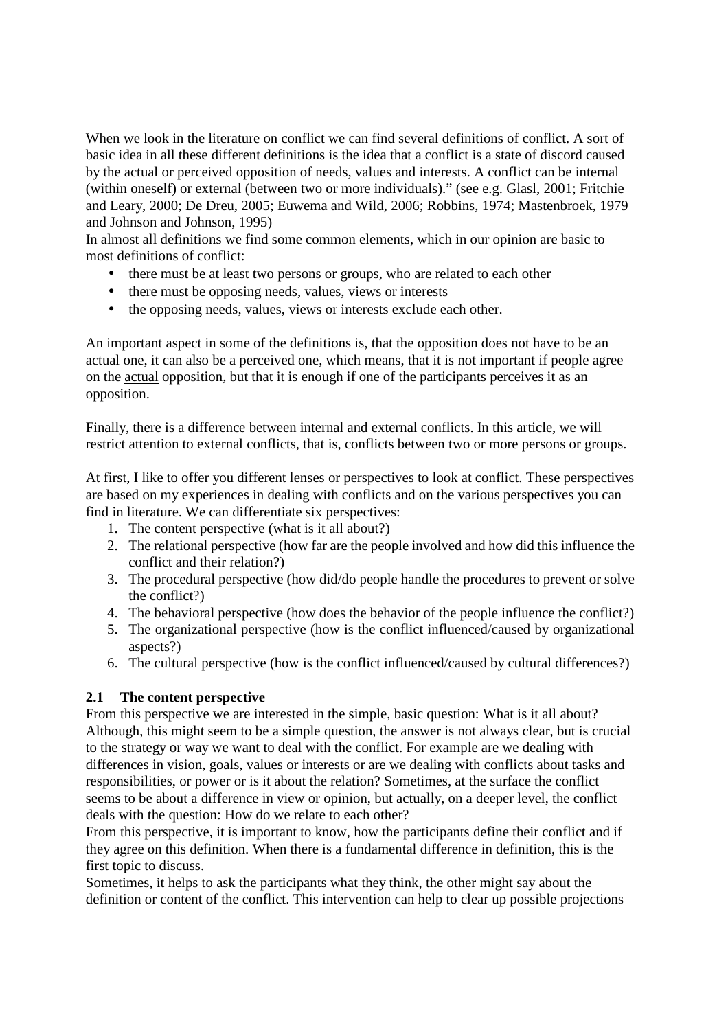When we look in the literature on conflict we can find several definitions of conflict. A sort of basic idea in all these different definitions is the idea that a conflict is a state of discord caused by the actual or perceived opposition of needs, values and interests. A conflict can be internal (within oneself) or external (between two or more individuals)." (see e.g. Glasl, 2001; Fritchie and Leary, 2000; De Dreu, 2005; Euwema and Wild, 2006; Robbins, 1974; Mastenbroek, 1979 and Johnson and Johnson, 1995)

In almost all definitions we find some common elements, which in our opinion are basic to most definitions of conflict:

- there must be at least two persons or groups, who are related to each other
- there must be opposing needs, values, views or interests
- the opposing needs, values, views or interests exclude each other.

An important aspect in some of the definitions is, that the opposition does not have to be an actual one, it can also be a perceived one, which means, that it is not important if people agree on the <u>actual</u> opposition, but that it is enough if one of the participants perceives it as an opposition.

Finally, there is a difference between internal and external conflicts. In this article, we will restrict attention to external conflicts, that is, conflicts between two or more persons or groups.

At first, I like to offer you different lenses or perspectives to look at conflict. These perspectives are based on my experiences in dealing with conflicts and on the various perspectives you can find in literature. We can differentiate six perspectives:

1. The content perspective (what is it all about?)
2. The relational perspective (how far are the people involved and how did this influence the conflict and their relation?)
3. The procedural perspective (how did/do people handle the procedures to prevent or solve the conflict?)
4. The behavioral perspective (how does the behavior of the people influence the conflict?)
5. The organizational perspective (how is the conflict influenced/caused by organizational aspects?)
6. The cultural perspective (how is the conflict influenced/caused by cultural differences?)

### 2.1 The content perspective

From this perspective we are interested in the simple, basic question: What is it all about? Although, this might seem to be a simple question, the answer is not always clear, but is crucial to the strategy or way we want to deal with the conflict. For example are we dealing with differences in vision, goals, values or interests or are we dealing with conflicts about tasks and responsibilities, or power or is it about the relation? Sometimes, at the surface the conflict seems to be about a difference in view or opinion, but actually, on a deeper level, the conflict deals with the question: How do we relate to each other?

From this perspective, it is important to know, how the participants define their conflict and if they agree on this definition. When there is a fundamental difference in definition, this is the first topic to discuss.

Sometimes, it helps to ask the participants what they think, the other might say about the definition or content of the conflict. This intervention can help to clear up possible projections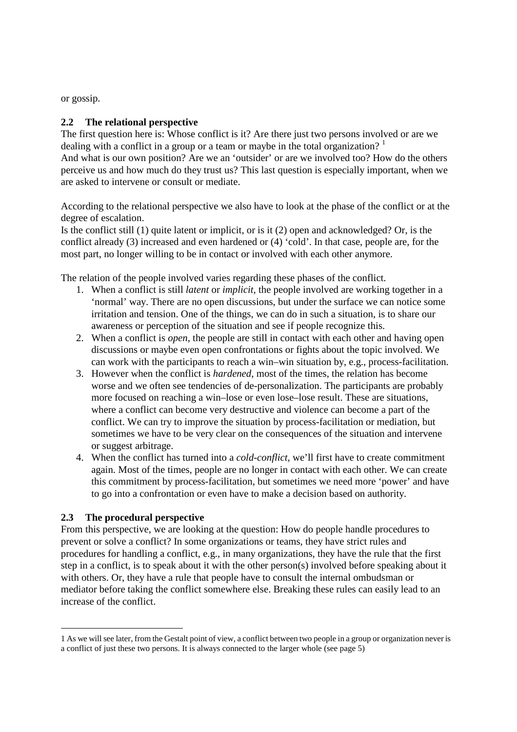or gossip.

## 2.2 The relational perspective

The first question here is: Whose conflict is it? Are there just two persons involved or are we dealing with a conflict in a group or a team or maybe in the total organization? [1]
And what is our own position? Are we an 'outsider' or are we involved too? How do the others perceive us and how much do they trust us? This last question is especially important, when we are asked to intervene or consult or mediate.

According to the relational perspective we also have to look at the phase of the conflict or at the degree of escalation.
Is the conflict still (1) quite latent or implicit, or is it (2) open and acknowledged? Or, is the conflict already (3) increased and even hardened or (4) 'cold'. In that case, people are, for the most part, no longer willing to be in contact or involved with each other anymore.

The relation of the people involved varies regarding these phases of the conflict.

1. When a conflict is still *latent* or *implicit*, the people involved are working together in a 'normal' way. There are no open discussions, but under the surface we can notice some irritation and tension. One of the things, we can do in such a situation, is to share our awareness or perception of the situation and see if people recognize this.
2. When a conflict is *open*, the people are still in contact with each other and having open discussions or maybe even open confrontations or fights about the topic involved. We can work with the participants to reach a win–win situation by, e.g., process-facilitation.
3. However when the conflict is *hardened*, most of the times, the relation has become worse and we often see tendencies of de-personalization. The participants are probably more focused on reaching a win–lose or even lose–lose result. These are situations, where a conflict can become very destructive and violence can become a part of the conflict. We can try to improve the situation by process-facilitation or mediation, but sometimes we have to be very clear on the consequences of the situation and intervene or suggest arbitrage.
4. When the conflict has turned into a *cold-conflict*, we'll first have to create commitment again. Most of the times, people are no longer in contact with each other. We can create this commitment by process-facilitation, but sometimes we need more 'power' and have to go into a confrontation or even have to make a decision based on authority.

## 2.3 The procedural perspective

From this perspective, we are looking at the question: How do people handle procedures to prevent or solve a conflict? In some organizations or teams, they have strict rules and procedures for handling a conflict, e.g., in many organizations, they have the rule that the first step in a conflict, is to speak about it with the other person(s) involved before speaking about it with others. Or, they have a rule that people have to consult the internal ombudsman or mediator before taking the conflict somewhere else. Breaking these rules can easily lead to an increase of the conflict.

---

[1] As we will see later, from the Gestalt point of view, a conflict between two people in a group or organization never is a conflict of just these two persons. It is always connected to the larger whole (see page 5)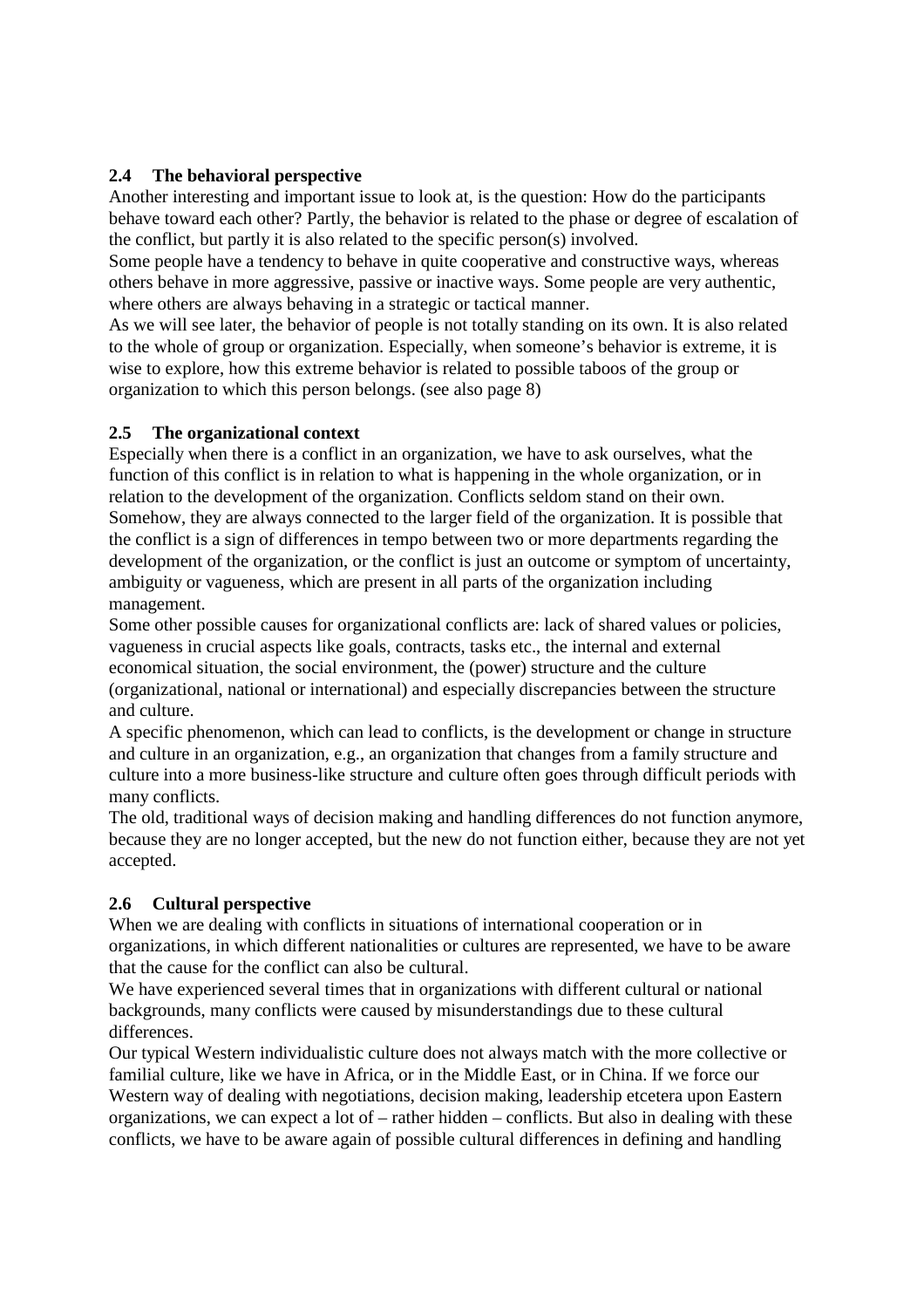### 2.4 The behavioral perspective

Another interesting and important issue to look at, is the question: How do the participants behave toward each other? Partly, the behavior is related to the phase or degree of escalation of the conflict, but partly it is also related to the specific person(s) involved.

Some people have a tendency to behave in quite cooperative and constructive ways, whereas others behave in more aggressive, passive or inactive ways. Some people are very authentic, where others are always behaving in a strategic or tactical manner.

As we will see later, the behavior of people is not totally standing on its own. It is also related to the whole of group or organization. Especially, when someone's behavior is extreme, it is wise to explore, how this extreme behavior is related to possible taboos of the group or organization to which this person belongs. (see also page 8)

### 2.5 The organizational context

Especially when there is a conflict in an organization, we have to ask ourselves, what the function of this conflict is in relation to what is happening in the whole organization, or in relation to the development of the organization. Conflicts seldom stand on their own. Somehow, they are always connected to the larger field of the organization. It is possible that the conflict is a sign of differences in tempo between two or more departments regarding the development of the organization, or the conflict is just an outcome or symptom of uncertainty, ambiguity or vagueness, which are present in all parts of the organization including management.

Some other possible causes for organizational conflicts are: lack of shared values or policies, vagueness in crucial aspects like goals, contracts, tasks etc., the internal and external economical situation, the social environment, the (power) structure and the culture (organizational, national or international) and especially discrepancies between the structure and culture.

A specific phenomenon, which can lead to conflicts, is the development or change in structure and culture in an organization, e.g., an organization that changes from a family structure and culture into a more business-like structure and culture often goes through difficult periods with many conflicts.

The old, traditional ways of decision making and handling differences do not function anymore, because they are no longer accepted, but the new do not function either, because they are not yet accepted.

### 2.6 Cultural perspective

When we are dealing with conflicts in situations of international cooperation or in organizations, in which different nationalities or cultures are represented, we have to be aware that the cause for the conflict can also be cultural.

We have experienced several times that in organizations with different cultural or national backgrounds, many conflicts were caused by misunderstandings due to these cultural differences.

Our typical Western individualistic culture does not always match with the more collective or familial culture, like we have in Africa, or in the Middle East, or in China. If we force our Western way of dealing with negotiations, decision making, leadership etcetera upon Eastern organizations, we can expect a lot of – rather hidden – conflicts. But also in dealing with these conflicts, we have to be aware again of possible cultural differences in defining and handling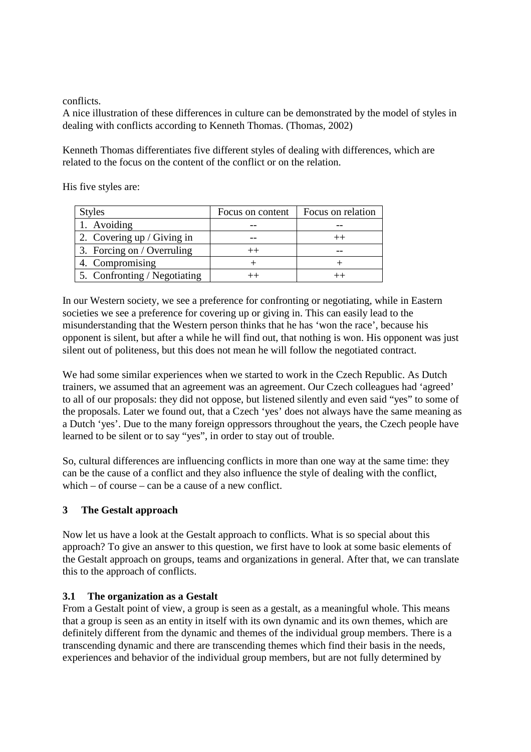conflicts.
A nice illustration of these differences in culture can be demonstrated by the model of styles in dealing with conflicts according to Kenneth Thomas. (Thomas, 2002)

Kenneth Thomas differentiates five different styles of dealing with differences, which are related to the focus on the content of the conflict or on the relation.

His five styles are:

| Styles | Focus on content | Focus on relation |
| --- | --- | --- |
| 1. Avoiding | -- | -- |
| 2. Covering up / Giving in | -- | ++ |
| 3. Forcing on / Overruling | ++ | -- |
| 4. Compromising | + | + |
| 5. Confronting / Negotiating | ++ | ++ |

In our Western society, we see a preference for confronting or negotiating, while in Eastern societies we see a preference for covering up or giving in. This can easily lead to the misunderstanding that the Western person thinks that he has 'won the race', because his opponent is silent, but after a while he will find out, that nothing is won. His opponent was just silent out of politeness, but this does not mean he will follow the negotiated contract.

We had some similar experiences when we started to work in the Czech Republic. As Dutch trainers, we assumed that an agreement was an agreement. Our Czech colleagues had 'agreed' to all of our proposals: they did not oppose, but listened silently and even said "yes" to some of the proposals. Later we found out, that a Czech 'yes' does not always have the same meaning as a Dutch 'yes'. Due to the many foreign oppressors throughout the years, the Czech people have learned to be silent or to say "yes", in order to stay out of trouble.

So, cultural differences are influencing conflicts in more than one way at the same time: they can be the cause of a conflict and they also influence the style of dealing with the conflict, which – of course – can be a cause of a new conflict.

## 3 The Gestalt approach

Now let us have a look at the Gestalt approach to conflicts. What is so special about this approach? To give an answer to this question, we first have to look at some basic elements of the Gestalt approach on groups, teams and organizations in general. After that, we can translate this to the approach of conflicts.

### 3.1 The organization as a Gestalt

From a Gestalt point of view, a group is seen as a gestalt, as a meaningful whole. This means that a group is seen as an entity in itself with its own dynamic and its own themes, which are definitely different from the dynamic and themes of the individual group members. There is a transcending dynamic and there are transcending themes which find their basis in the needs, experiences and behavior of the individual group members, but are not fully determined by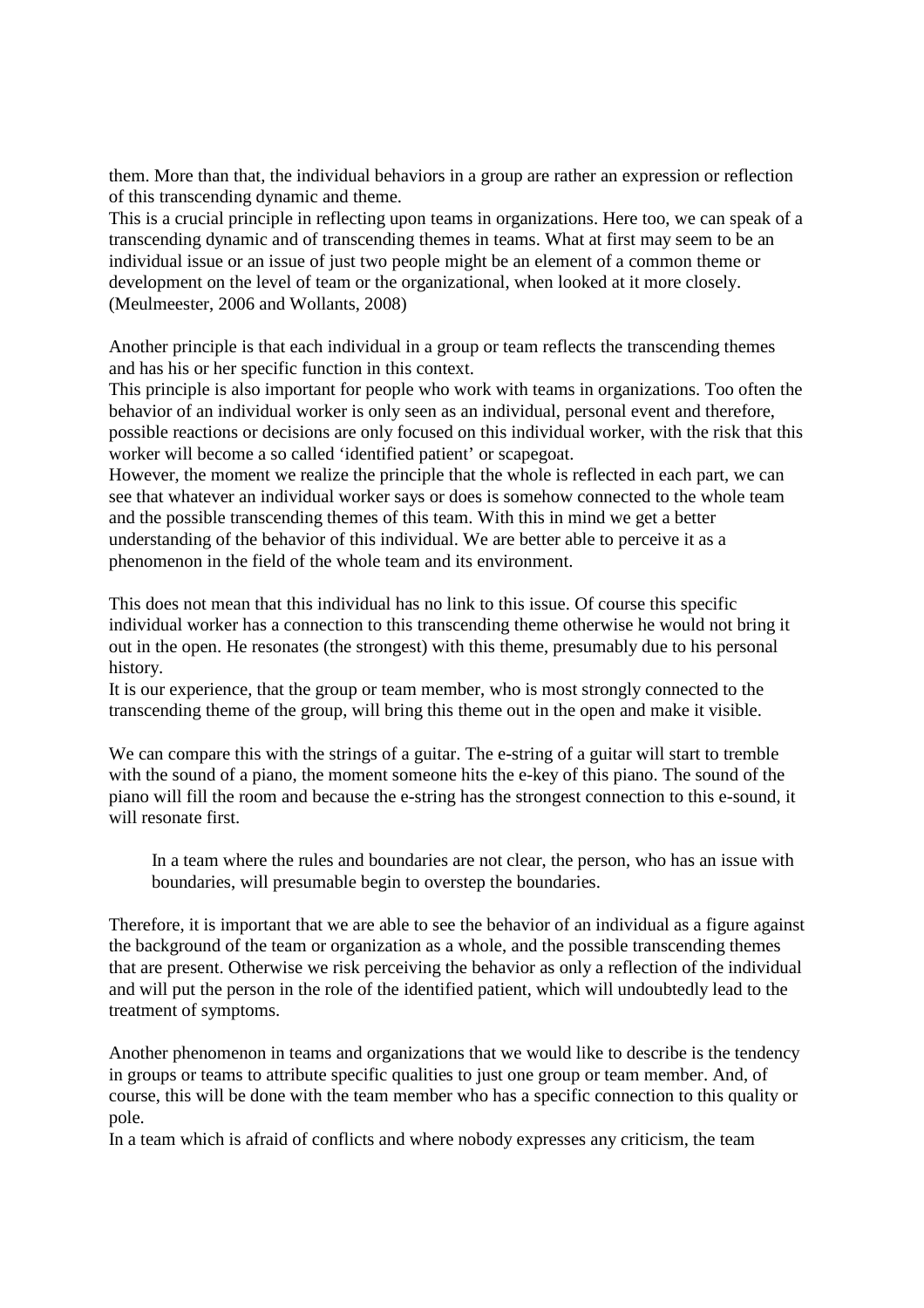them. More than that, the individual behaviors in a group are rather an expression or reflection of this transcending dynamic and theme.
This is a crucial principle in reflecting upon teams in organizations. Here too, we can speak of a transcending dynamic and of transcending themes in teams. What at first may seem to be an individual issue or an issue of just two people might be an element of a common theme or development on the level of team or the organizational, when looked at it more closely. (Meulmeester, 2006 and Wollants, 2008)

Another principle is that each individual in a group or team reflects the transcending themes and has his or her specific function in this context.
This principle is also important for people who work with teams in organizations. Too often the behavior of an individual worker is only seen as an individual, personal event and therefore, possible reactions or decisions are only focused on this individual worker, with the risk that this worker will become a so called 'identified patient' or scapegoat.
However, the moment we realize the principle that the whole is reflected in each part, we can see that whatever an individual worker says or does is somehow connected to the whole team and the possible transcending themes of this team. With this in mind we get a better understanding of the behavior of this individual. We are better able to perceive it as a phenomenon in the field of the whole team and its environment.

This does not mean that this individual has no link to this issue. Of course this specific individual worker has a connection to this transcending theme otherwise he would not bring it out in the open. He resonates (the strongest) with this theme, presumably due to his personal history.
It is our experience, that the group or team member, who is most strongly connected to the transcending theme of the group, will bring this theme out in the open and make it visible.

We can compare this with the strings of a guitar. The e-string of a guitar will start to tremble with the sound of a piano, the moment someone hits the e-key of this piano. The sound of the piano will fill the room and because the e-string has the strongest connection to this e-sound, it will resonate first.

> In a team where the rules and boundaries are not clear, the person, who has an issue with boundaries, will presumable begin to overstep the boundaries.

Therefore, it is important that we are able to see the behavior of an individual as a figure against the background of the team or organization as a whole, and the possible transcending themes that are present. Otherwise we risk perceiving the behavior as only a reflection of the individual and will put the person in the role of the identified patient, which will undoubtedly lead to the treatment of symptoms.

Another phenomenon in teams and organizations that we would like to describe is the tendency in groups or teams to attribute specific qualities to just one group or team member. And, of course, this will be done with the team member who has a specific connection to this quality or pole.
In a team which is afraid of conflicts and where nobody expresses any criticism, the team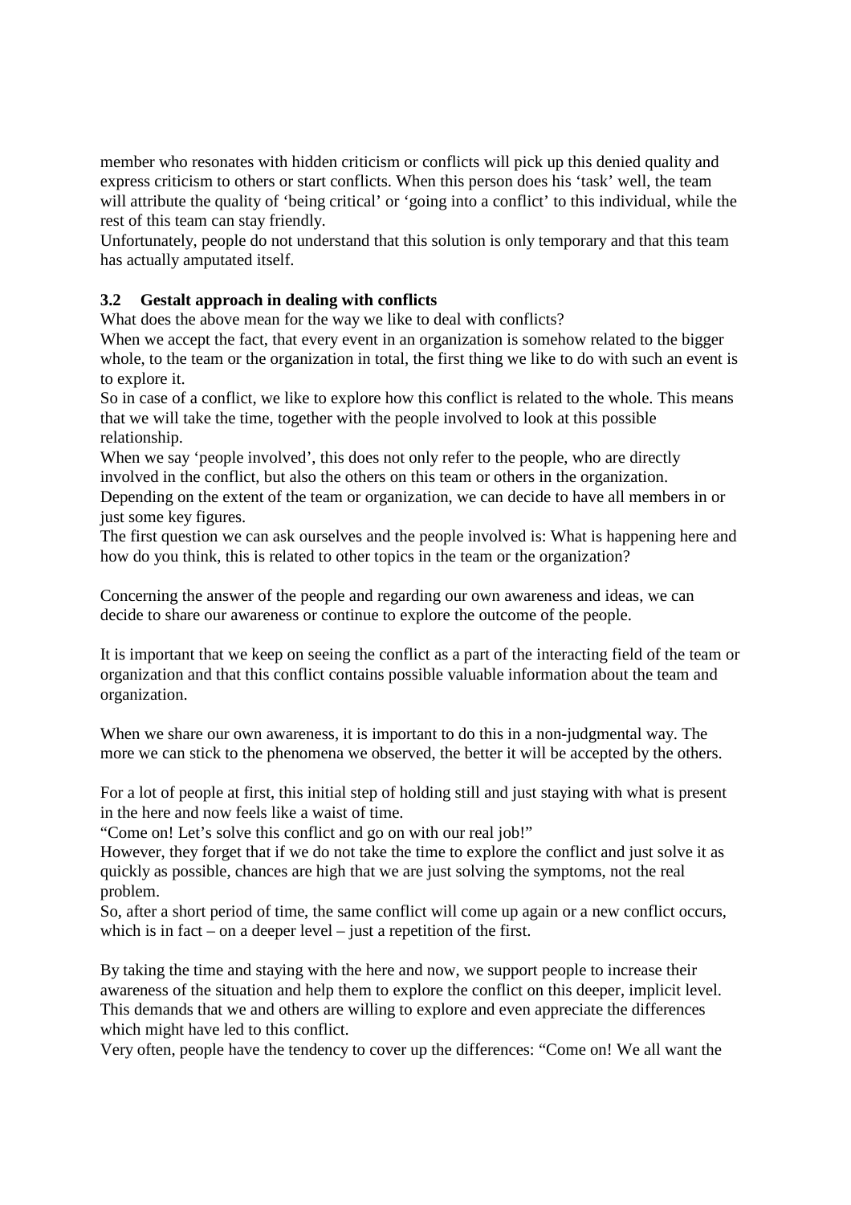member who resonates with hidden criticism or conflicts will pick up this denied quality and express criticism to others or start conflicts. When this person does his 'task' well, the team will attribute the quality of 'being critical' or 'going into a conflict' to this individual, while the rest of this team can stay friendly.
Unfortunately, people do not understand that this solution is only temporary and that this team has actually amputated itself.

### 3.2 Gestalt approach in dealing with conflicts

What does the above mean for the way we like to deal with conflicts?
When we accept the fact, that every event in an organization is somehow related to the bigger whole, to the team or the organization in total, the first thing we like to do with such an event is to explore it.
So in case of a conflict, we like to explore how this conflict is related to the whole. This means that we will take the time, together with the people involved to look at this possible relationship.
When we say 'people involved', this does not only refer to the people, who are directly involved in the conflict, but also the others on this team or others in the organization.
Depending on the extent of the team or organization, we can decide to have all members in or just some key figures.
The first question we can ask ourselves and the people involved is: What is happening here and how do you think, this is related to other topics in the team or the organization?

Concerning the answer of the people and regarding our own awareness and ideas, we can decide to share our awareness or continue to explore the outcome of the people.

It is important that we keep on seeing the conflict as a part of the interacting field of the team or organization and that this conflict contains possible valuable information about the team and organization.

When we share our own awareness, it is important to do this in a non-judgmental way. The more we can stick to the phenomena we observed, the better it will be accepted by the others.

For a lot of people at first, this initial step of holding still and just staying with what is present in the here and now feels like a waist of time.
"Come on! Let's solve this conflict and go on with our real job!"
However, they forget that if we do not take the time to explore the conflict and just solve it as quickly as possible, chances are high that we are just solving the symptoms, not the real problem.
So, after a short period of time, the same conflict will come up again or a new conflict occurs, which is in fact – on a deeper level – just a repetition of the first.

By taking the time and staying with the here and now, we support people to increase their awareness of the situation and help them to explore the conflict on this deeper, implicit level. This demands that we and others are willing to explore and even appreciate the differences which might have led to this conflict.
Very often, people have the tendency to cover up the differences: "Come on! We all want the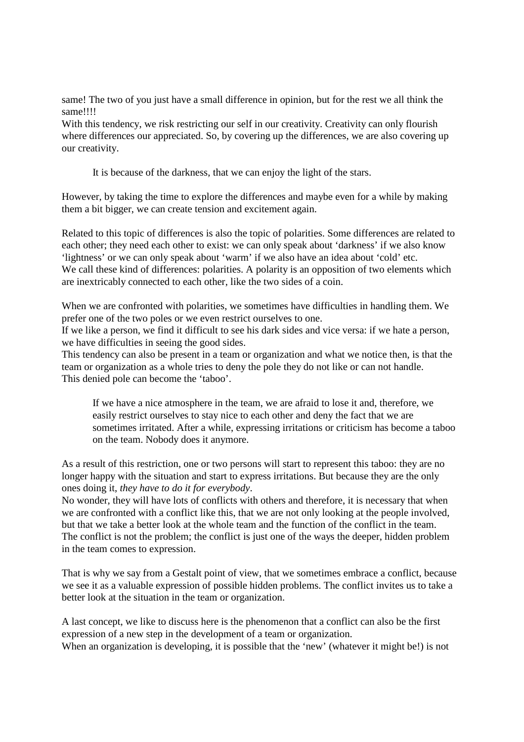same! The two of you just have a small difference in opinion, but for the rest we all think the same!!!!

With this tendency, we risk restricting our self in our creativity. Creativity can only flourish where differences our appreciated. So, by covering up the differences, we are also covering up our creativity.

> It is because of the darkness, that we can enjoy the light of the stars.

However, by taking the time to explore the differences and maybe even for a while by making them a bit bigger, we can create tension and excitement again.

Related to this topic of differences is also the topic of polarities. Some differences are related to each other; they need each other to exist: we can only speak about 'darkness' if we also know 'lightness' or we can only speak about 'warm' if we also have an idea about 'cold' etc.
We call these kind of differences: polarities. A polarity is an opposition of two elements which are inextricably connected to each other, like the two sides of a coin.

When we are confronted with polarities, we sometimes have difficulties in handling them. We prefer one of the two poles or we even restrict ourselves to one.
If we like a person, we find it difficult to see his dark sides and vice versa: if we hate a person, we have difficulties in seeing the good sides.
This tendency can also be present in a team or organization and what we notice then, is that the team or organization as a whole tries to deny the pole they do not like or can not handle.
This denied pole can become the 'taboo'.

> If we have a nice atmosphere in the team, we are afraid to lose it and, therefore, we easily restrict ourselves to stay nice to each other and deny the fact that we are sometimes irritated. After a while, expressing irritations or criticism has become a taboo on the team. Nobody does it anymore.

As a result of this restriction, one or two persons will start to represent this taboo: they are no longer happy with the situation and start to express irritations. But because they are the only ones doing it, *they have to do it for everybody*.
No wonder, they will have lots of conflicts with others and therefore, it is necessary that when we are confronted with a conflict like this, that we are not only looking at the people involved, but that we take a better look at the whole team and the function of the conflict in the team. The conflict is not the problem; the conflict is just one of the ways the deeper, hidden problem in the team comes to expression.

That is why we say from a Gestalt point of view, that we sometimes embrace a conflict, because we see it as a valuable expression of possible hidden problems. The conflict invites us to take a better look at the situation in the team or organization.

A last concept, we like to discuss here is the phenomenon that a conflict can also be the first expression of a new step in the development of a team or organization.
When an organization is developing, it is possible that the 'new' (whatever it might be!) is not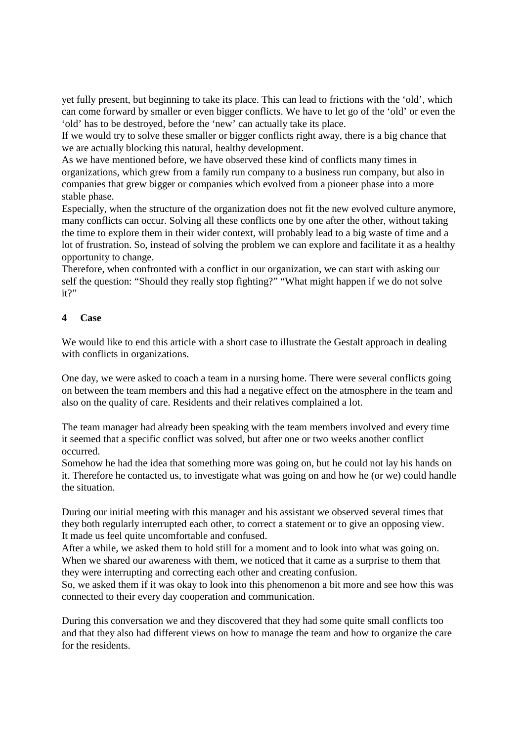yet fully present, but beginning to take its place. This can lead to frictions with the 'old', which can come forward by smaller or even bigger conflicts. We have to let go of the 'old' or even the 'old' has to be destroyed, before the 'new' can actually take its place.
If we would try to solve these smaller or bigger conflicts right away, there is a big chance that we are actually blocking this natural, healthy development.
As we have mentioned before, we have observed these kind of conflicts many times in organizations, which grew from a family run company to a business run company, but also in companies that grew bigger or companies which evolved from a pioneer phase into a more stable phase.
Especially, when the structure of the organization does not fit the new evolved culture anymore, many conflicts can occur. Solving all these conflicts one by one after the other, without taking the time to explore them in their wider context, will probably lead to a big waste of time and a lot of frustration. So, instead of solving the problem we can explore and facilitate it as a healthy opportunity to change.
Therefore, when confronted with a conflict in our organization, we can start with asking our self the question: "Should they really stop fighting?" "What might happen if we do not solve it?"

## 4 Case

We would like to end this article with a short case to illustrate the Gestalt approach in dealing with conflicts in organizations.

One day, we were asked to coach a team in a nursing home. There were several conflicts going on between the team members and this had a negative effect on the atmosphere in the team and also on the quality of care. Residents and their relatives complained a lot.

The team manager had already been speaking with the team members involved and every time it seemed that a specific conflict was solved, but after one or two weeks another conflict occurred.
Somehow he had the idea that something more was going on, but he could not lay his hands on it. Therefore he contacted us, to investigate what was going on and how he (or we) could handle the situation.

During our initial meeting with this manager and his assistant we observed several times that they both regularly interrupted each other, to correct a statement or to give an opposing view. It made us feel quite uncomfortable and confused.
After a while, we asked them to hold still for a moment and to look into what was going on. When we shared our awareness with them, we noticed that it came as a surprise to them that they were interrupting and correcting each other and creating confusion.
So, we asked them if it was okay to look into this phenomenon a bit more and see how this was connected to their every day cooperation and communication.

During this conversation we and they discovered that they had some quite small conflicts too and that they also had different views on how to manage the team and how to organize the care for the residents.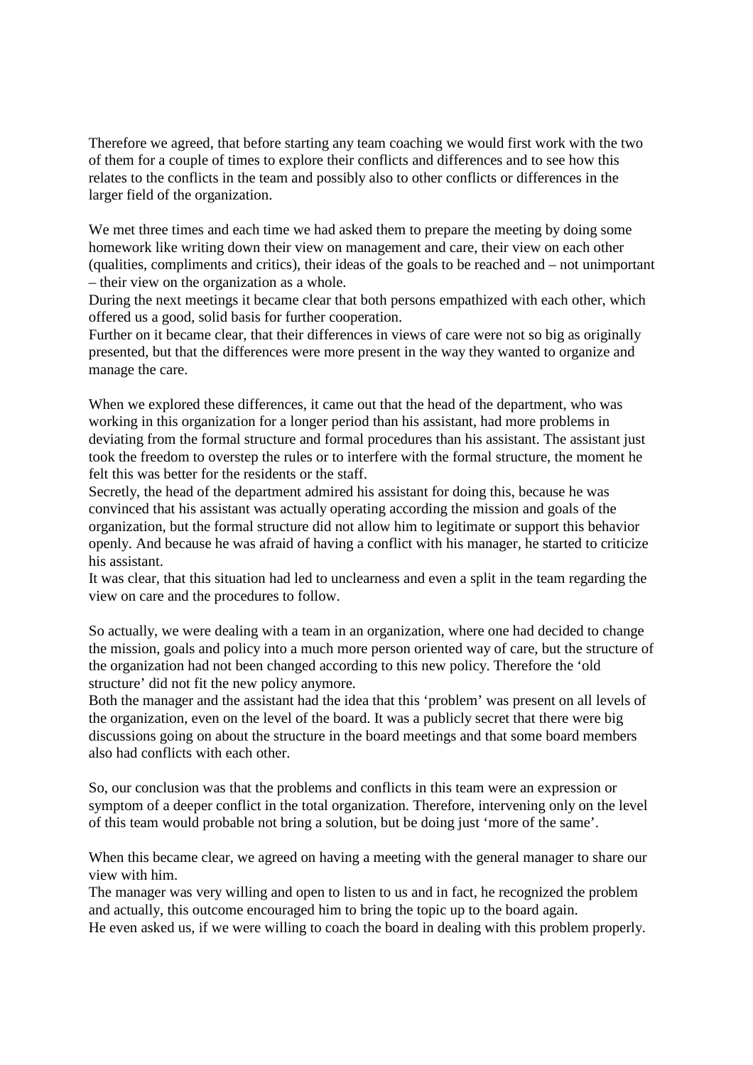Therefore we agreed, that before starting any team coaching we would first work with the two of them for a couple of times to explore their conflicts and differences and to see how this relates to the conflicts in the team and possibly also to other conflicts or differences in the larger field of the organization.

We met three times and each time we had asked them to prepare the meeting by doing some homework like writing down their view on management and care, their view on each other (qualities, compliments and critics), their ideas of the goals to be reached and – not unimportant – their view on the organization as a whole.
During the next meetings it became clear that both persons empathized with each other, which offered us a good, solid basis for further cooperation.
Further on it became clear, that their differences in views of care were not so big as originally presented, but that the differences were more present in the way they wanted to organize and manage the care.

When we explored these differences, it came out that the head of the department, who was working in this organization for a longer period than his assistant, had more problems in deviating from the formal structure and formal procedures than his assistant. The assistant just took the freedom to overstep the rules or to interfere with the formal structure, the moment he felt this was better for the residents or the staff.
Secretly, the head of the department admired his assistant for doing this, because he was convinced that his assistant was actually operating according the mission and goals of the organization, but the formal structure did not allow him to legitimate or support this behavior openly. And because he was afraid of having a conflict with his manager, he started to criticize his assistant.
It was clear, that this situation had led to unclearness and even a split in the team regarding the view on care and the procedures to follow.

So actually, we were dealing with a team in an organization, where one had decided to change the mission, goals and policy into a much more person oriented way of care, but the structure of the organization had not been changed according to this new policy. Therefore the 'old structure' did not fit the new policy anymore.
Both the manager and the assistant had the idea that this 'problem' was present on all levels of the organization, even on the level of the board. It was a publicly secret that there were big discussions going on about the structure in the board meetings and that some board members also had conflicts with each other.

So, our conclusion was that the problems and conflicts in this team were an expression or symptom of a deeper conflict in the total organization. Therefore, intervening only on the level of this team would probable not bring a solution, but be doing just 'more of the same'.

When this became clear, we agreed on having a meeting with the general manager to share our view with him.
The manager was very willing and open to listen to us and in fact, he recognized the problem and actually, this outcome encouraged him to bring the topic up to the board again.
He even asked us, if we were willing to coach the board in dealing with this problem properly.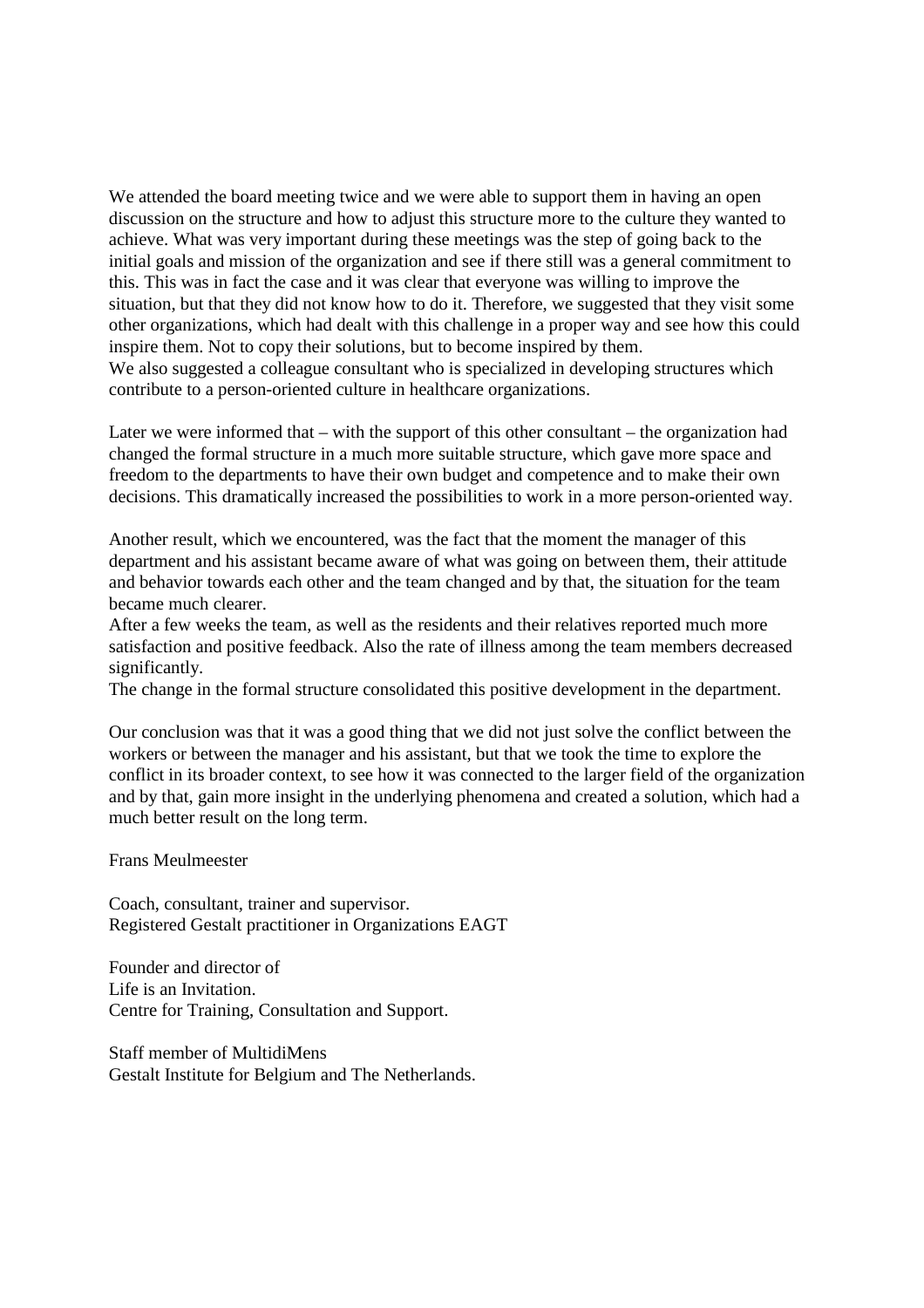We attended the board meeting twice and we were able to support them in having an open discussion on the structure and how to adjust this structure more to the culture they wanted to achieve. What was very important during these meetings was the step of going back to the initial goals and mission of the organization and see if there still was a general commitment to this. This was in fact the case and it was clear that everyone was willing to improve the situation, but that they did not know how to do it. Therefore, we suggested that they visit some other organizations, which had dealt with this challenge in a proper way and see how this could inspire them. Not to copy their solutions, but to become inspired by them.
We also suggested a colleague consultant who is specialized in developing structures which contribute to a person-oriented culture in healthcare organizations.

Later we were informed that – with the support of this other consultant – the organization had changed the formal structure in a much more suitable structure, which gave more space and freedom to the departments to have their own budget and competence and to make their own decisions. This dramatically increased the possibilities to work in a more person-oriented way.

Another result, which we encountered, was the fact that the moment the manager of this department and his assistant became aware of what was going on between them, their attitude and behavior towards each other and the team changed and by that, the situation for the team became much clearer.
After a few weeks the team, as well as the residents and their relatives reported much more satisfaction and positive feedback. Also the rate of illness among the team members decreased significantly.
The change in the formal structure consolidated this positive development in the department.

Our conclusion was that it was a good thing that we did not just solve the conflict between the workers or between the manager and his assistant, but that we took the time to explore the conflict in its broader context, to see how it was connected to the larger field of the organization and by that, gain more insight in the underlying phenomena and created a solution, which had a much better result on the long term.

Frans Meulmeester

Coach, consultant, trainer and supervisor.
Registered Gestalt practitioner in Organizations EAGT

Founder and director of
Life is an Invitation.
Centre for Training, Consultation and Support.

Staff member of MultidiMens
Gestalt Institute for Belgium and The Netherlands.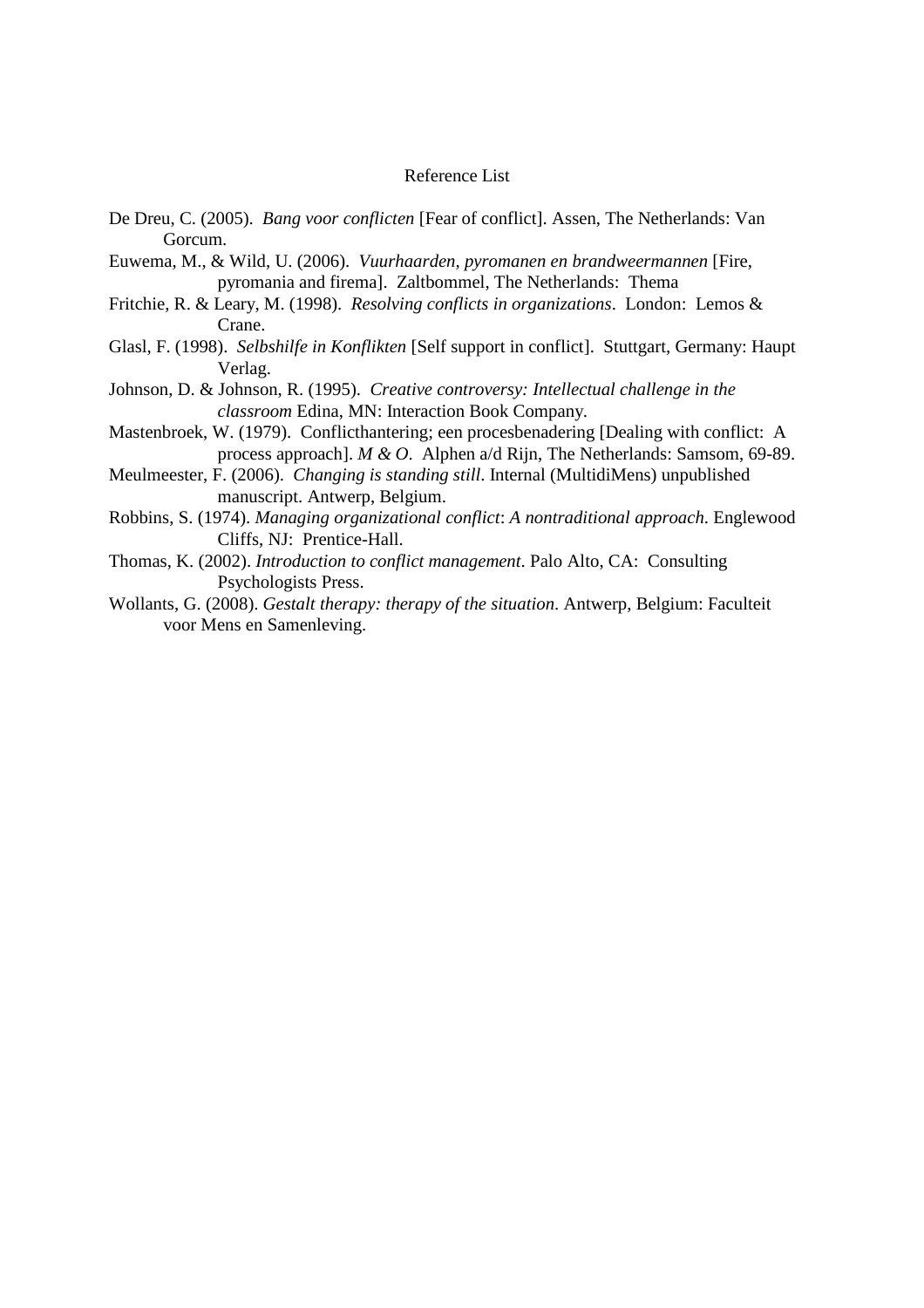# Reference List

De Dreu, C. (2005). *Bang voor conflicten* [Fear of conflict]. Assen, The Netherlands: Van Gorcum.

Euwema, M., & Wild, U. (2006). *Vuurhaarden, pyromanen en brandweermannen* [Fire, pyromania and firema]. Zaltbommel, The Netherlands: Thema

Fritchie, R. & Leary, M. (1998). *Resolving conflicts in organizations*. London: Lemos & Crane.

Glasl, F. (1998). *Selbshilfe in Konflikten* [Self support in conflict]. Stuttgart, Germany: Haupt Verlag.

Johnson, D. & Johnson, R. (1995). *Creative controversy: Intellectual challenge in the classroom* Edina, MN: Interaction Book Company.

Mastenbroek, W. (1979). Conflicthantering; een procesbenadering [Dealing with conflict: A process approach]. *M & O*. Alphen a/d Rijn, The Netherlands: Samsom, 69-89.

Meulmeester, F. (2006). *Changing is standing still*. Internal (MultidiMens) unpublished manuscript. Antwerp, Belgium.

Robbins, S. (1974). *Managing organizational conflict*: *A nontraditional approach*. Englewood Cliffs, NJ: Prentice-Hall.

Thomas, K. (2002). *Introduction to conflict management*. Palo Alto, CA: Consulting Psychologists Press.

Wollants, G. (2008). *Gestalt therapy: therapy of the situation*. Antwerp, Belgium: Faculteit voor Mens en Samenleving.